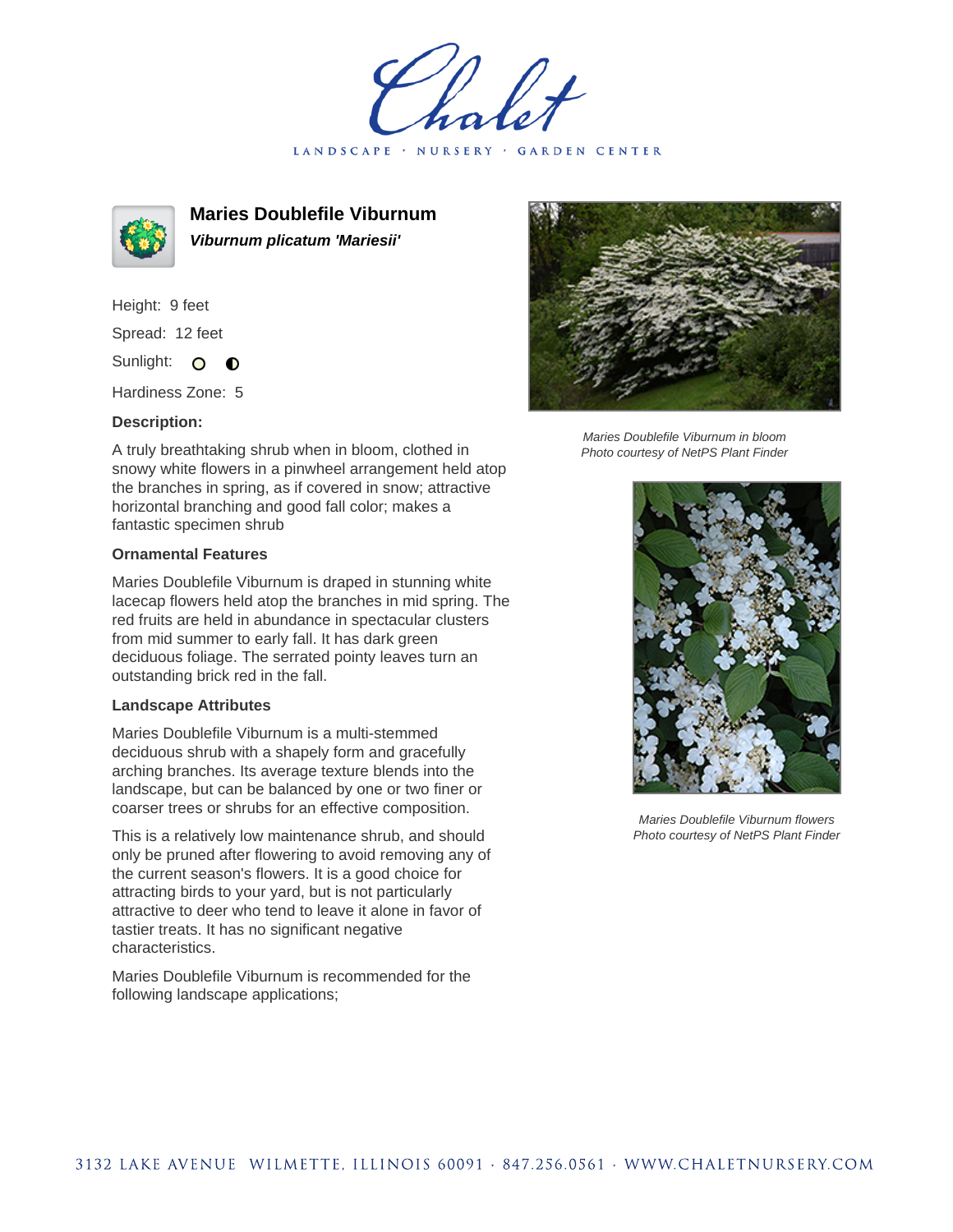# Maries Doublefile Viburnum

***Viburnum plicatum 'Mariesii'***

Height: 9 feet

Spread: 12 feet

Sunlight: ○ ◐

Hardiness Zone: 5

**Description:**

A truly breathtaking shrub when in bloom, clothed in snowy white flowers in a pinwheel arrangement held atop the branches in spring, as if covered in snow; attractive horizontal branching and good fall color; makes a fantastic specimen shrub

### Ornamental Features

Maries Doublefile Viburnum is draped in stunning white lacecap flowers held atop the branches in mid spring. The red fruits are held in abundance in spectacular clusters from mid summer to early fall. It has dark green deciduous foliage. The serrated pointy leaves turn an outstanding brick red in the fall.

### Landscape Attributes

Maries Doublefile Viburnum is a multi-stemmed deciduous shrub with a shapely form and gracefully arching branches. Its average texture blends into the landscape, but can be balanced by one or two finer or coarser trees or shrubs for an effective composition.

This is a relatively low maintenance shrub, and should only be pruned after flowering to avoid removing any of the current season's flowers. It is a good choice for attracting birds to your yard, but is not particularly attractive to deer who tend to leave it alone in favor of tastier treats. It has no significant negative characteristics.

Maries Doublefile Viburnum is recommended for the following landscape applications;

*Maries Doublefile Viburnum in bloom*
*Photo courtesy of NetPS Plant Finder*

*Maries Doublefile Viburnum flowers*
*Photo courtesy of NetPS Plant Finder*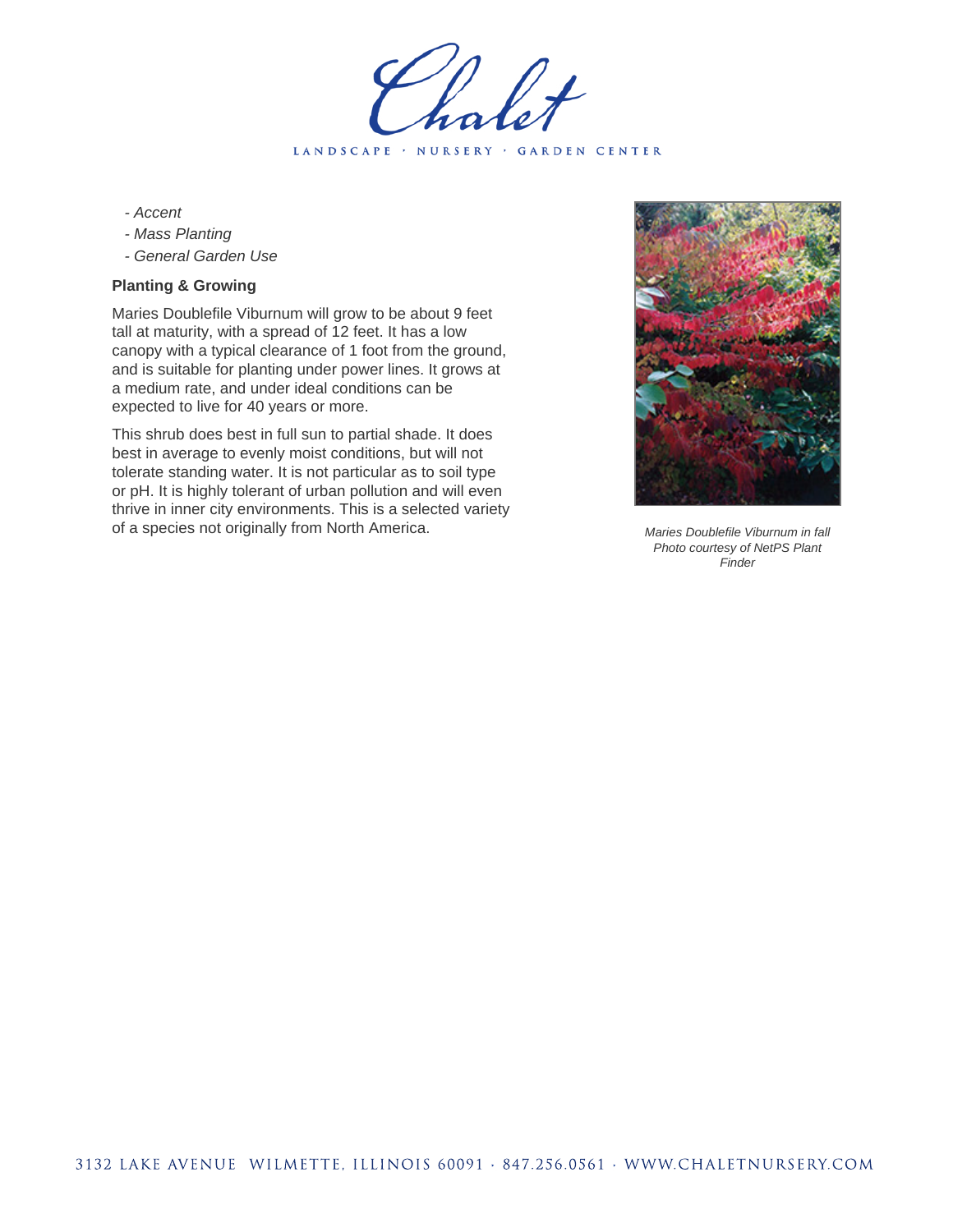- *Accent*
- *Mass Planting*
- *General Garden Use*

**Planting & Growing**

Maries Doublefile Viburnum will grow to be about 9 feet tall at maturity, with a spread of 12 feet. It has a low canopy with a typical clearance of 1 foot from the ground, and is suitable for planting under power lines. It grows at a medium rate, and under ideal conditions can be expected to live for 40 years or more.

This shrub does best in full sun to partial shade. It does best in average to evenly moist conditions, but will not tolerate standing water. It is not particular as to soil type or pH. It is highly tolerant of urban pollution and will even thrive in inner city environments. This is a selected variety of a species not originally from North America.

*Maries Doublefile Viburnum in fall*
*Photo courtesy of NetPS Plant Finder*